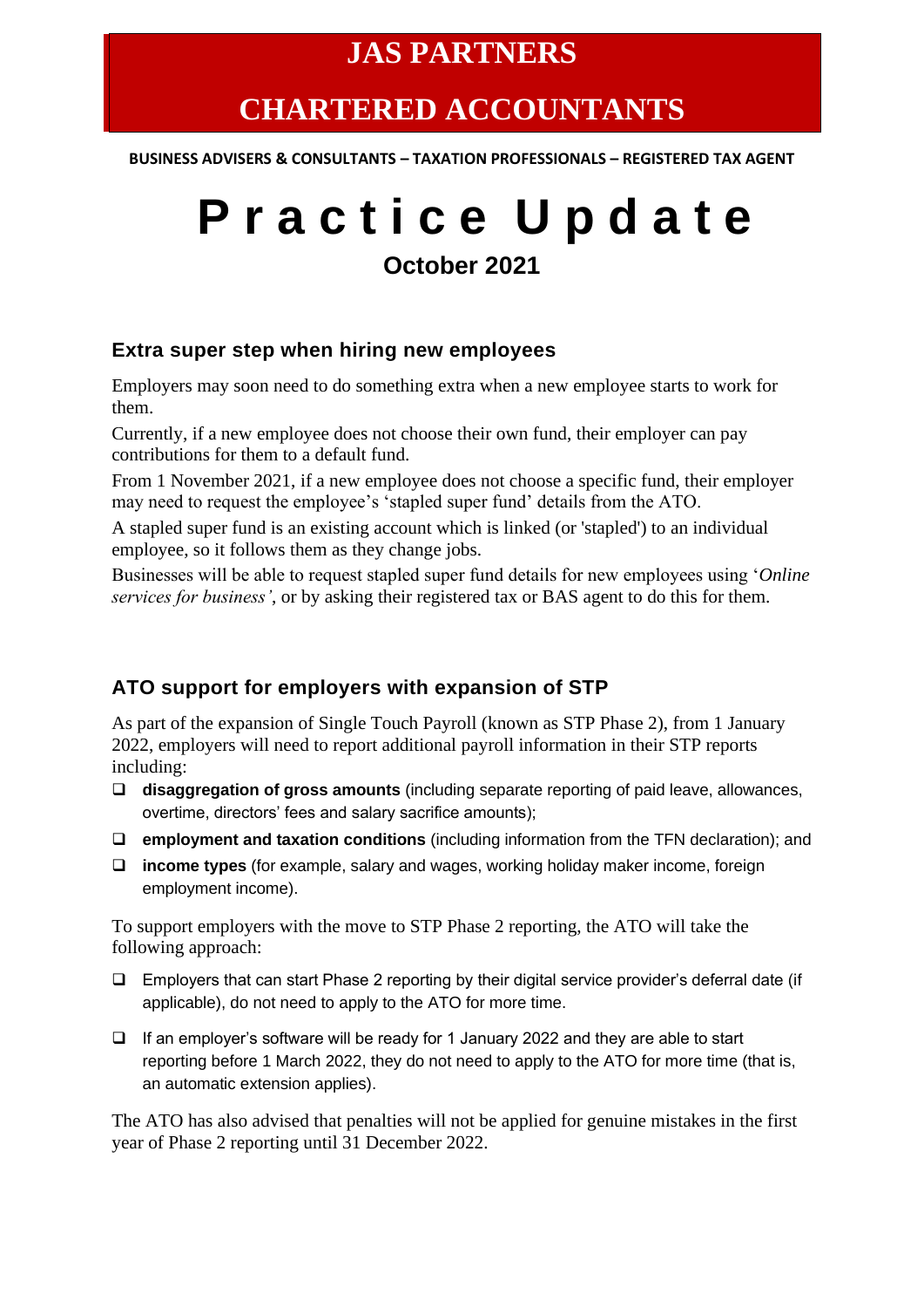# JAS PARTNERS

# CHARTERED ACCOUNTANTS

**BUSINESS ADVISERS & CONSULTANTS – TAXATION PROFESSIONALS – REGISTERED TAX AGENT**

# Practice Update

**October 2021**

## Extra super step when hiring new employees

Employers may soon need to do something extra when a new employee starts to work for them.

Currently, if a new employee does not choose their own fund, their employer can pay contributions for them to a default fund.

From 1 November 2021, if a new employee does not choose a specific fund, their employer may need to request the employee's 'stapled super fund' details from the ATO.

A stapled super fund is an existing account which is linked (or 'stapled') to an individual employee, so it follows them as they change jobs.

Businesses will be able to request stapled super fund details for new employees using '*Online services for business'*, or by asking their registered tax or BAS agent to do this for them.

## ATO support for employers with expansion of STP

As part of the expansion of Single Touch Payroll (known as STP Phase 2), from 1 January 2022, employers will need to report additional payroll information in their STP reports including:

- **disaggregation of gross amounts** (including separate reporting of paid leave, allowances, overtime, directors' fees and salary sacrifice amounts);
- **employment and taxation conditions** (including information from the TFN declaration); and
- **income types** (for example, salary and wages, working holiday maker income, foreign employment income).

To support employers with the move to STP Phase 2 reporting, the ATO will take the following approach:

- Employers that can start Phase 2 reporting by their digital service provider's deferral date (if applicable), do not need to apply to the ATO for more time.
- If an employer's software will be ready for 1 January 2022 and they are able to start reporting before 1 March 2022, they do not need to apply to the ATO for more time (that is, an automatic extension applies).

The ATO has also advised that penalties will not be applied for genuine mistakes in the first year of Phase 2 reporting until 31 December 2022.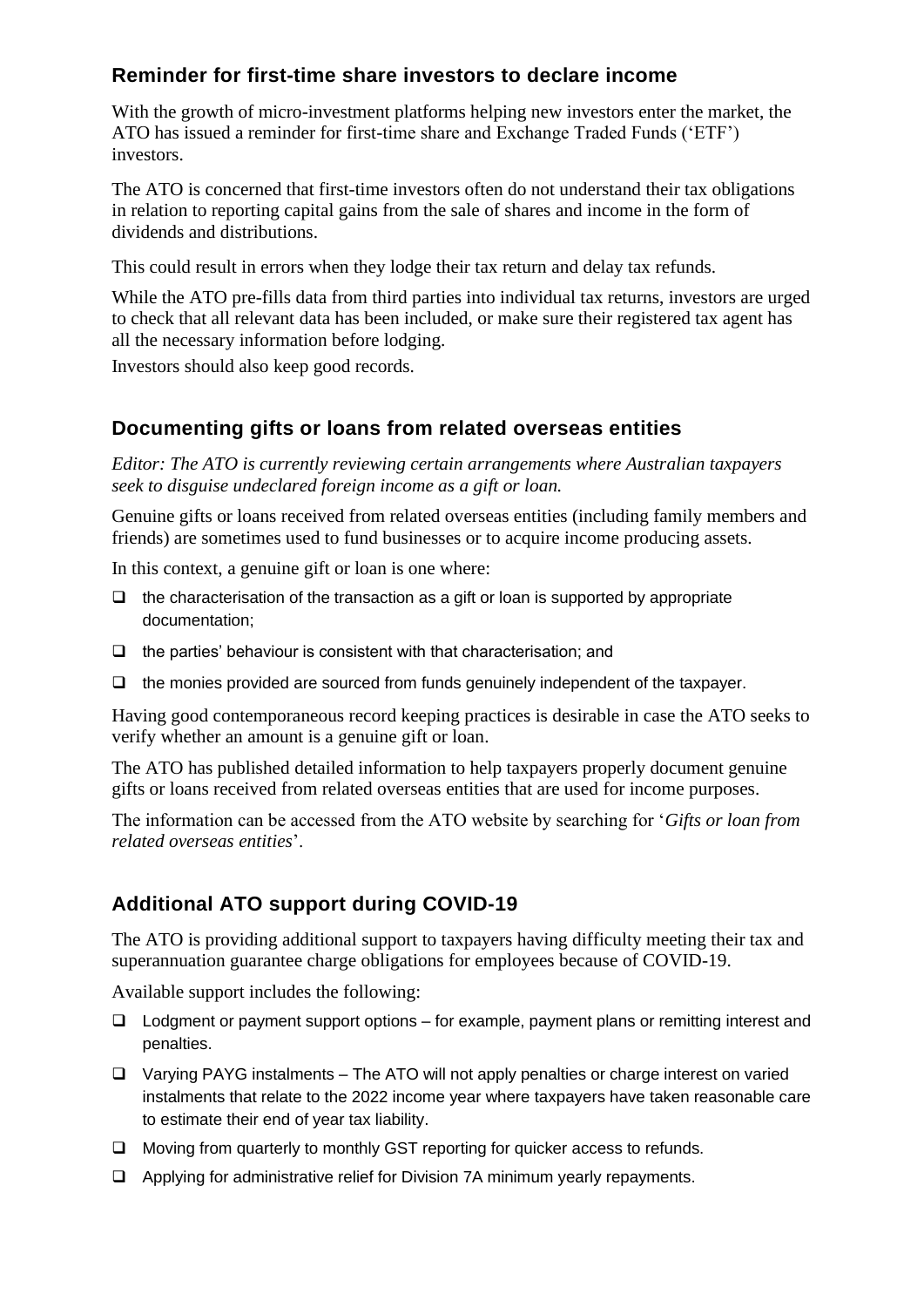## Reminder for first-time share investors to declare income

With the growth of micro-investment platforms helping new investors enter the market, the ATO has issued a reminder for first-time share and Exchange Traded Funds ('ETF') investors.

The ATO is concerned that first-time investors often do not understand their tax obligations in relation to reporting capital gains from the sale of shares and income in the form of dividends and distributions.

This could result in errors when they lodge their tax return and delay tax refunds.

While the ATO pre-fills data from third parties into individual tax returns, investors are urged to check that all relevant data has been included, or make sure their registered tax agent has all the necessary information before lodging.

Investors should also keep good records.

## Documenting gifts or loans from related overseas entities

*Editor: The ATO is currently reviewing certain arrangements where Australian taxpayers seek to disguise undeclared foreign income as a gift or loan.*

Genuine gifts or loans received from related overseas entities (including family members and friends) are sometimes used to fund businesses or to acquire income producing assets.

In this context, a genuine gift or loan is one where:

- the characterisation of the transaction as a gift or loan is supported by appropriate documentation;
- the parties' behaviour is consistent with that characterisation; and
- the monies provided are sourced from funds genuinely independent of the taxpayer.

Having good contemporaneous record keeping practices is desirable in case the ATO seeks to verify whether an amount is a genuine gift or loan.

The ATO has published detailed information to help taxpayers properly document genuine gifts or loans received from related overseas entities that are used for income purposes.

The information can be accessed from the ATO website by searching for '*Gifts or loan from related overseas entities*'.

## Additional ATO support during COVID-19

The ATO is providing additional support to taxpayers having difficulty meeting their tax and superannuation guarantee charge obligations for employees because of COVID-19.

Available support includes the following:

- Lodgment or payment support options – for example, payment plans or remitting interest and penalties.
- Varying PAYG instalments – The ATO will not apply penalties or charge interest on varied instalments that relate to the 2022 income year where taxpayers have taken reasonable care to estimate their end of year tax liability.
- Moving from quarterly to monthly GST reporting for quicker access to refunds.
- Applying for administrative relief for Division 7A minimum yearly repayments.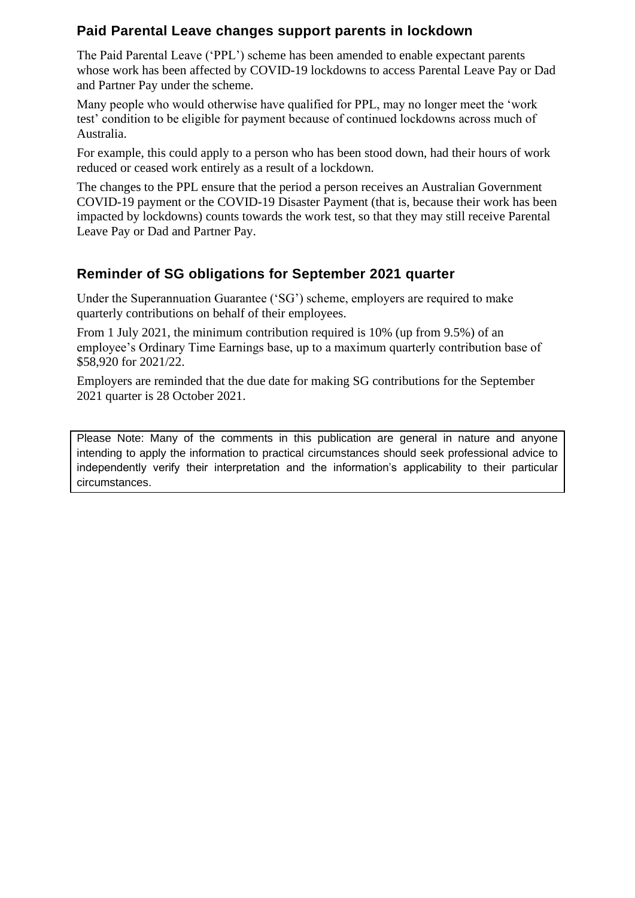## Paid Parental Leave changes support parents in lockdown

The Paid Parental Leave ('PPL') scheme has been amended to enable expectant parents whose work has been affected by COVID-19 lockdowns to access Parental Leave Pay or Dad and Partner Pay under the scheme.

Many people who would otherwise have qualified for PPL, may no longer meet the 'work test' condition to be eligible for payment because of continued lockdowns across much of Australia.

For example, this could apply to a person who has been stood down, had their hours of work reduced or ceased work entirely as a result of a lockdown.

The changes to the PPL ensure that the period a person receives an Australian Government COVID-19 payment or the COVID-19 Disaster Payment (that is, because their work has been impacted by lockdowns) counts towards the work test, so that they may still receive Parental Leave Pay or Dad and Partner Pay.

## Reminder of SG obligations for September 2021 quarter

Under the Superannuation Guarantee ('SG') scheme, employers are required to make quarterly contributions on behalf of their employees.

From 1 July 2021, the minimum contribution required is 10% (up from 9.5%) of an employee's Ordinary Time Earnings base, up to a maximum quarterly contribution base of $58,920 for 2021/22.

Employers are reminded that the due date for making SG contributions for the September 2021 quarter is 28 October 2021.

Please Note: Many of the comments in this publication are general in nature and anyone intending to apply the information to practical circumstances should seek professional advice to independently verify their interpretation and the information's applicability to their particular circumstances.